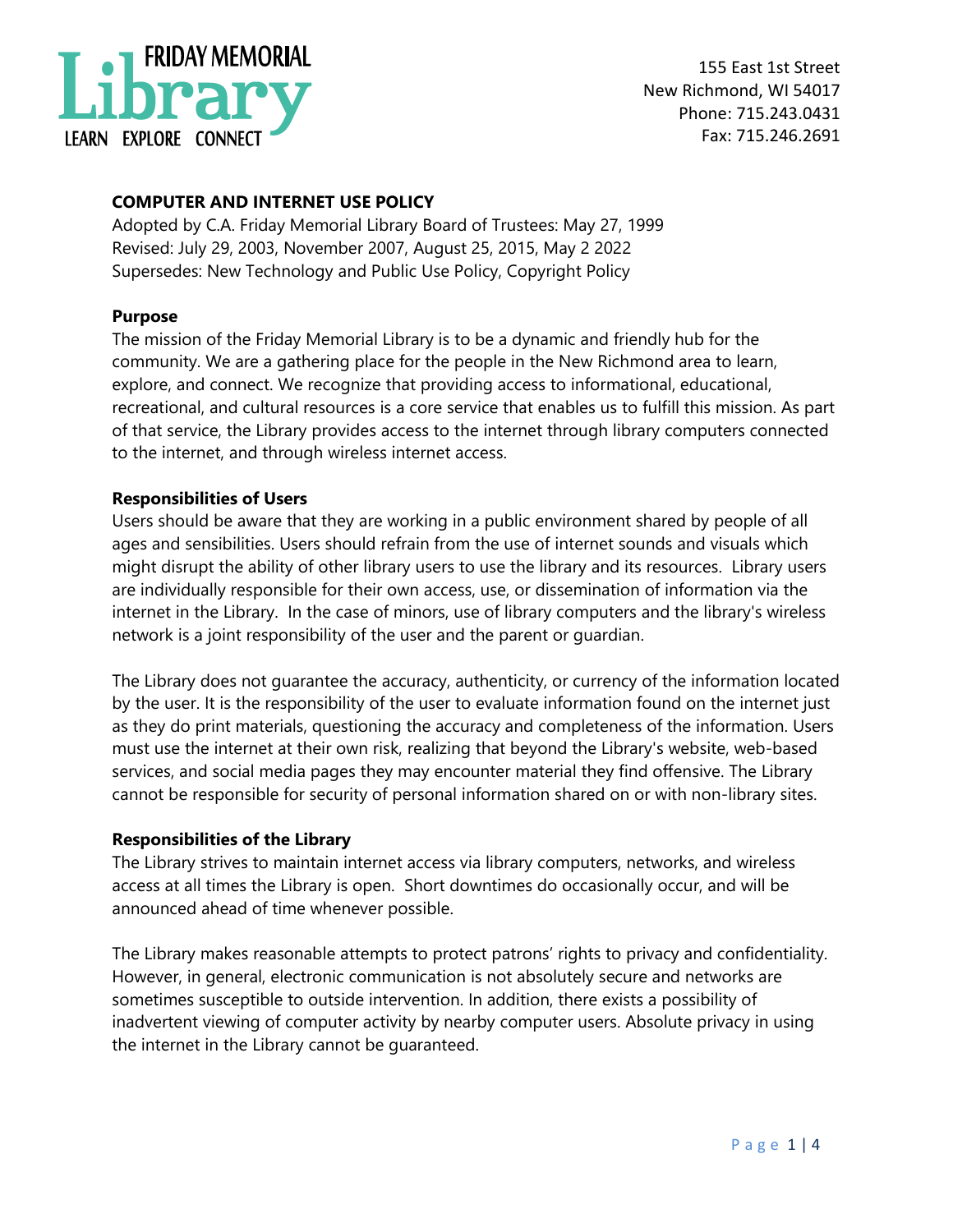FRIDAY MEMORIAL Library LEARN EXPLORE CONNECT

155 East 1st Street
New Richmond, WI 54017
Phone: 715.243.0431
Fax: 715.246.2691

## COMPUTER AND INTERNET USE POLICY

Adopted by C.A. Friday Memorial Library Board of Trustees: May 27, 1999
Revised: July 29, 2003, November 2007, August 25, 2015, May 2 2022
Supersedes: New Technology and Public Use Policy, Copyright Policy

### Purpose

The mission of the Friday Memorial Library is to be a dynamic and friendly hub for the community. We are a gathering place for the people in the New Richmond area to learn, explore, and connect. We recognize that providing access to informational, educational, recreational, and cultural resources is a core service that enables us to fulfill this mission. As part of that service, the Library provides access to the internet through library computers connected to the internet, and through wireless internet access.

### Responsibilities of Users

Users should be aware that they are working in a public environment shared by people of all ages and sensibilities. Users should refrain from the use of internet sounds and visuals which might disrupt the ability of other library users to use the library and its resources. Library users are individually responsible for their own access, use, or dissemination of information via the internet in the Library. In the case of minors, use of library computers and the library's wireless network is a joint responsibility of the user and the parent or guardian.

The Library does not guarantee the accuracy, authenticity, or currency of the information located by the user. It is the responsibility of the user to evaluate information found on the internet just as they do print materials, questioning the accuracy and completeness of the information. Users must use the internet at their own risk, realizing that beyond the Library's website, web-based services, and social media pages they may encounter material they find offensive. The Library cannot be responsible for security of personal information shared on or with non-library sites.

### Responsibilities of the Library

The Library strives to maintain internet access via library computers, networks, and wireless access at all times the Library is open. Short downtimes do occasionally occur, and will be announced ahead of time whenever possible.

The Library makes reasonable attempts to protect patrons' rights to privacy and confidentiality. However, in general, electronic communication is not absolutely secure and networks are sometimes susceptible to outside intervention. In addition, there exists a possibility of inadvertent viewing of computer activity by nearby computer users. Absolute privacy in using the internet in the Library cannot be guaranteed.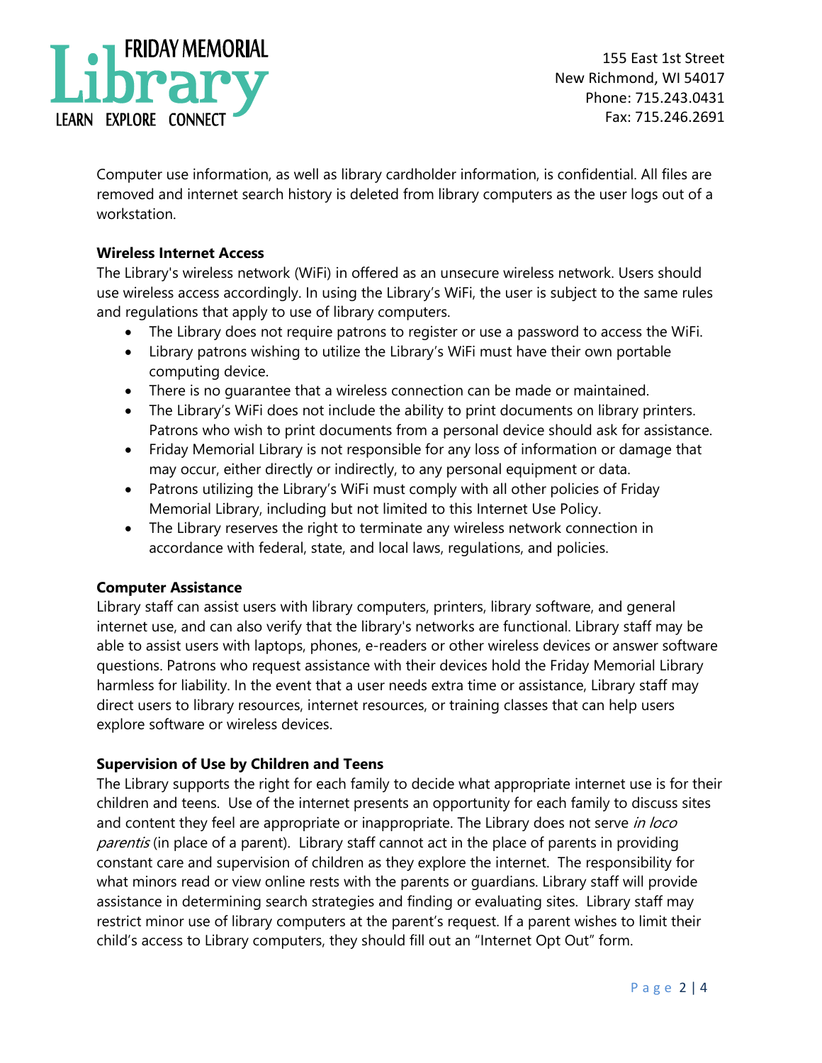Computer use information, as well as library cardholder information, is confidential. All files are removed and internet search history is deleted from library computers as the user logs out of a workstation.

**Wireless Internet Access**

The Library's wireless network (WiFi) in offered as an unsecure wireless network. Users should use wireless access accordingly. In using the Library's WiFi, the user is subject to the same rules and regulations that apply to use of library computers.

- The Library does not require patrons to register or use a password to access the WiFi.
- Library patrons wishing to utilize the Library's WiFi must have their own portable computing device.
- There is no guarantee that a wireless connection can be made or maintained.
- The Library's WiFi does not include the ability to print documents on library printers. Patrons who wish to print documents from a personal device should ask for assistance.
- Friday Memorial Library is not responsible for any loss of information or damage that may occur, either directly or indirectly, to any personal equipment or data.
- Patrons utilizing the Library's WiFi must comply with all other policies of Friday Memorial Library, including but not limited to this Internet Use Policy.
- The Library reserves the right to terminate any wireless network connection in accordance with federal, state, and local laws, regulations, and policies.

**Computer Assistance**

Library staff can assist users with library computers, printers, library software, and general internet use, and can also verify that the library's networks are functional. Library staff may be able to assist users with laptops, phones, e-readers or other wireless devices or answer software questions. Patrons who request assistance with their devices hold the Friday Memorial Library harmless for liability. In the event that a user needs extra time or assistance, Library staff may direct users to library resources, internet resources, or training classes that can help users explore software or wireless devices.

**Supervision of Use by Children and Teens**

The Library supports the right for each family to decide what appropriate internet use is for their children and teens. Use of the internet presents an opportunity for each family to discuss sites and content they feel are appropriate or inappropriate. The Library does not serve *in loco parentis* (in place of a parent). Library staff cannot act in the place of parents in providing constant care and supervision of children as they explore the internet. The responsibility for what minors read or view online rests with the parents or guardians. Library staff will provide assistance in determining search strategies and finding or evaluating sites. Library staff may restrict minor use of library computers at the parent's request. If a parent wishes to limit their child's access to Library computers, they should fill out an "Internet Opt Out" form.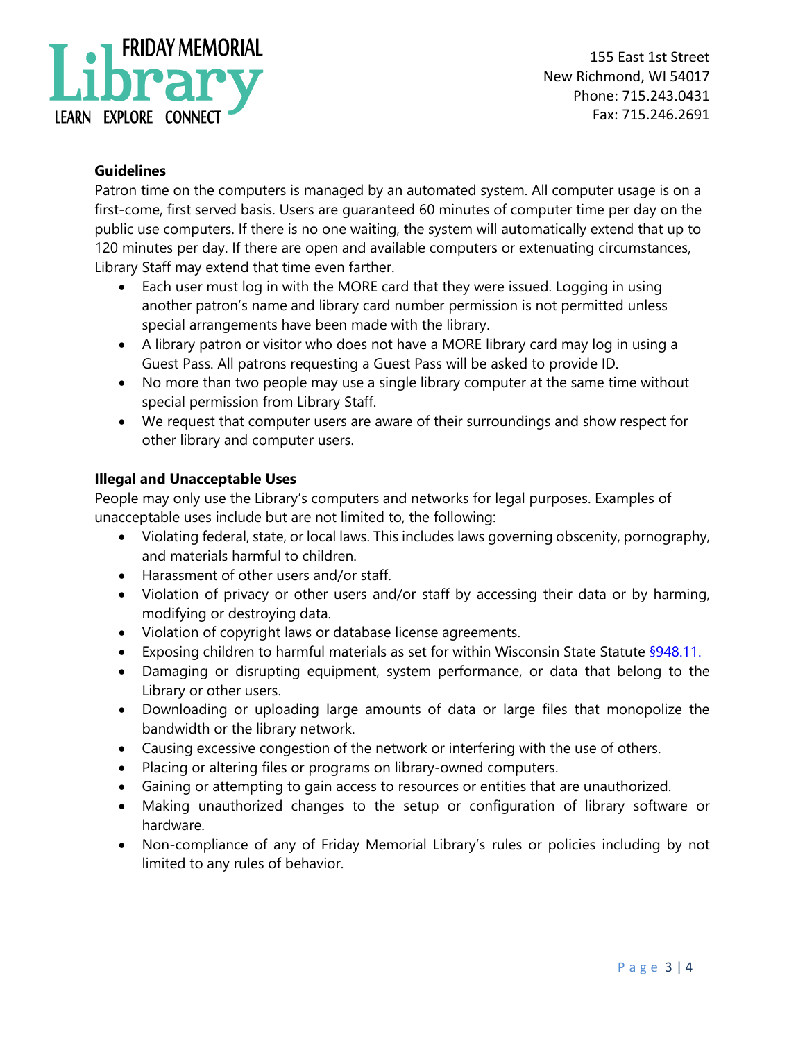**Guidelines**

Patron time on the computers is managed by an automated system. All computer usage is on a first-come, first served basis. Users are guaranteed 60 minutes of computer time per day on the public use computers. If there is no one waiting, the system will automatically extend that up to 120 minutes per day. If there are open and available computers or extenuating circumstances, Library Staff may extend that time even farther.

- Each user must log in with the MORE card that they were issued. Logging in using another patron's name and library card number permission is not permitted unless special arrangements have been made with the library.
- A library patron or visitor who does not have a MORE library card may log in using a Guest Pass. All patrons requesting a Guest Pass will be asked to provide ID.
- No more than two people may use a single library computer at the same time without special permission from Library Staff.
- We request that computer users are aware of their surroundings and show respect for other library and computer users.

**Illegal and Unacceptable Uses**

People may only use the Library's computers and networks for legal purposes. Examples of unacceptable uses include but are not limited to, the following:

- Violating federal, state, or local laws. This includes laws governing obscenity, pornography, and materials harmful to children.
- Harassment of other users and/or staff.
- Violation of privacy or other users and/or staff by accessing their data or by harming, modifying or destroying data.
- Violation of copyright laws or database license agreements.
- Exposing children to harmful materials as set for within Wisconsin State Statute §948.11.
- Damaging or disrupting equipment, system performance, or data that belong to the Library or other users.
- Downloading or uploading large amounts of data or large files that monopolize the bandwidth or the library network.
- Causing excessive congestion of the network or interfering with the use of others.
- Placing or altering files or programs on library-owned computers.
- Gaining or attempting to gain access to resources or entities that are unauthorized.
- Making unauthorized changes to the setup or configuration of library software or hardware.
- Non-compliance of any of Friday Memorial Library's rules or policies including by not limited to any rules of behavior.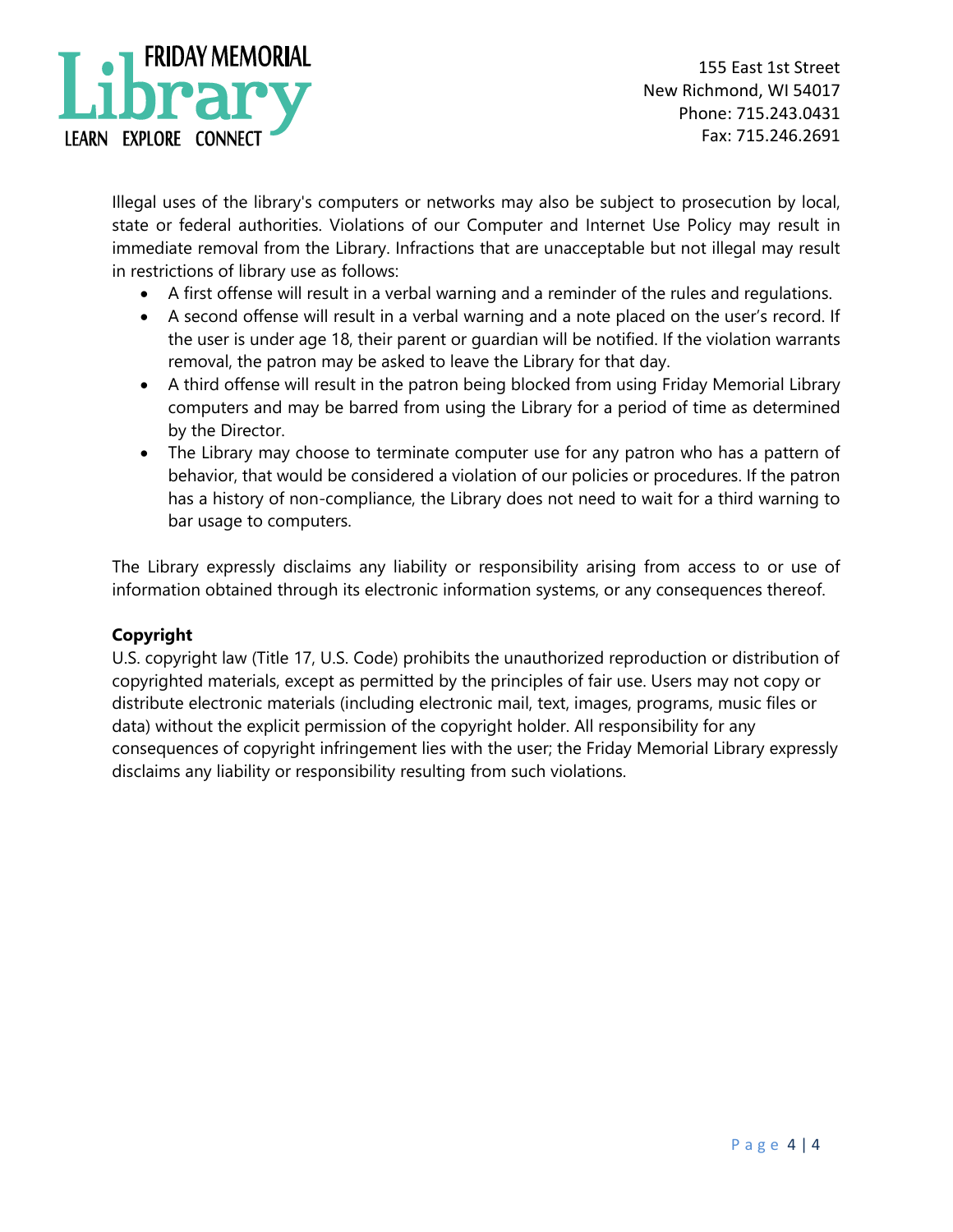Illegal uses of the library's computers or networks may also be subject to prosecution by local, state or federal authorities. Violations of our Computer and Internet Use Policy may result in immediate removal from the Library. Infractions that are unacceptable but not illegal may result in restrictions of library use as follows:

- A first offense will result in a verbal warning and a reminder of the rules and regulations.
- A second offense will result in a verbal warning and a note placed on the user's record. If the user is under age 18, their parent or guardian will be notified. If the violation warrants removal, the patron may be asked to leave the Library for that day.
- A third offense will result in the patron being blocked from using Friday Memorial Library computers and may be barred from using the Library for a period of time as determined by the Director.
- The Library may choose to terminate computer use for any patron who has a pattern of behavior, that would be considered a violation of our policies or procedures. If the patron has a history of non-compliance, the Library does not need to wait for a third warning to bar usage to computers.

The Library expressly disclaims any liability or responsibility arising from access to or use of information obtained through its electronic information systems, or any consequences thereof.

**Copyright**

U.S. copyright law (Title 17, U.S. Code) prohibits the unauthorized reproduction or distribution of copyrighted materials, except as permitted by the principles of fair use. Users may not copy or distribute electronic materials (including electronic mail, text, images, programs, music files or data) without the explicit permission of the copyright holder. All responsibility for any consequences of copyright infringement lies with the user; the Friday Memorial Library expressly disclaims any liability or responsibility resulting from such violations.